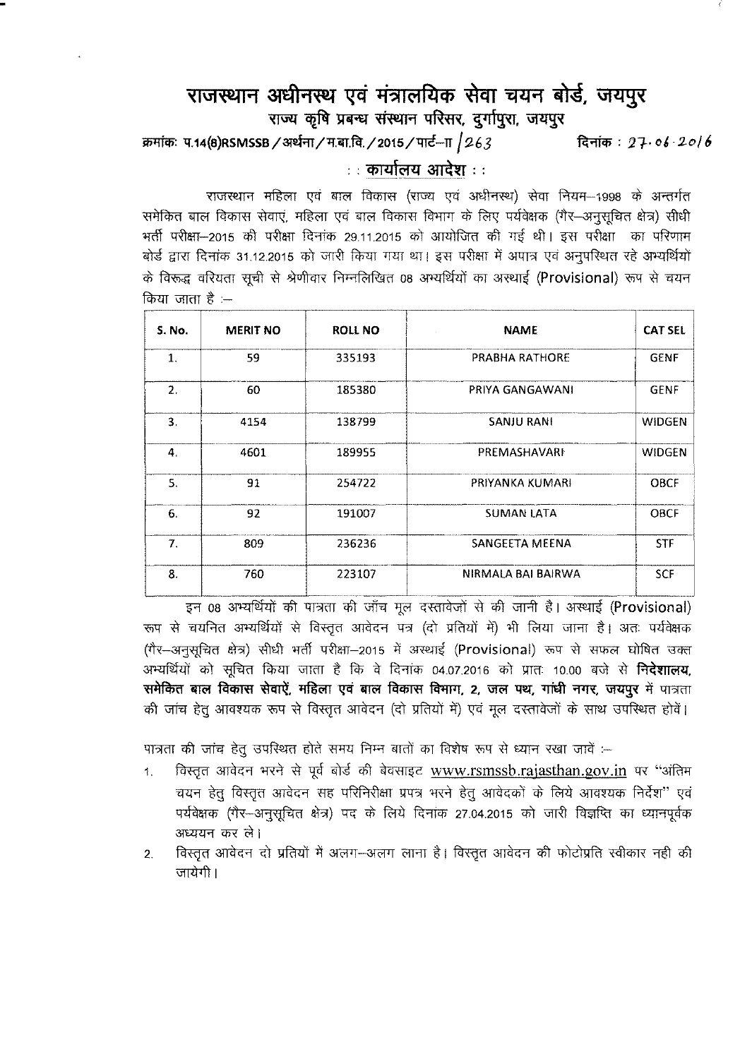# राजस्थान अधीनस्थ एवं मंत्रालयिक सेवा चयन बोर्ड, जयपुर

## राज्य कृषि प्रबन्ध संस्थान परिसर, दुर्गापुरा, जयपुर

क्रमांकः प.14(8)RSMSSB/अर्थना/म.बा.वि./2015/पार्ट–II/263 दिनांक : 27.06.2016

### : : कार्यालय आदेश : :

राजस्थान महिला एवं बाल विकास (राज्य एवं अधीनस्थ) सेवा नियम–1998 के अन्तर्गत समेकित बाल विकास सेवाएं, महिला एवं बाल विकास विभाग के लिए पर्यवेक्षक (गैर–अनुसूचित क्षेत्र) सीधी भर्ती परीक्षा–2015 की परीक्षा दिनांक 29.11.2015 को आयोजित की गई थी। इस परीक्षा का परिणाम बोर्ड द्वारा दिनांक 31.12.2015 को जारी किया गया था। इस परीक्षा में अपात्र एवं अनुपस्थित रहे अभ्यर्थियों के विरूद्ध वरियता सूची से श्रेणीवार निम्नलिखित 08 अभ्यर्थियों का अस्थाई (Provisional) रूप से चयन किया जाता है :–

| S. No. | MERIT NO | ROLL NO | NAME | CAT SEL |
|---|---|---|---|---|
| 1. | 59 | 335193 | PRABHA RATHORE | GENF |
| 2. | 60 | 185380 | PRIYA GANGAWANI | GENF |
| 3. | 4154 | 138799 | SANJU RANI | WIDGEN |
| 4. | 4601 | 189955 | PREMASHAVARI | WIDGEN |
| 5. | 91 | 254722 | PRIYANKA KUMARI | OBCF |
| 6. | 92 | 191007 | SUMAN LATA | OBCF |
| 7. | 809 | 236236 | SANGEETA MEENA | STF |
| 8. | 760 | 223107 | NIRMALA BAI BAIRWA | SCF |

इन 08 अभ्यर्थियों की पात्रता की जॉंच मूल दस्तावेजों से की जानी है। अस्थाई (Provisional) रूप से चयनित अभ्यर्थियों से विस्तृत आवेदन पत्र (दो प्रतियों में) भी लिया जाना है। अतः पर्यवेक्षक (गैर–अनुसूचित क्षेत्र) सीधी भर्ती परीक्षा–2015 में अस्थाई (Provisional) रूप से सफल घोषित उक्त अभ्यर्थियों को सूचित किया जाता है कि वे दिनांक 04.07.2016 को प्रातः 10.00 बजे से **निदेशालय, समेकित बाल विकास सेवाऐं, महिला एवं बाल विकास विभाग, 2, जल पथ, गांधी नगर, जयपुर** में पात्रता की जांच हेतु आवश्यक रूप से विस्तृत आवेदन (दो प्रतियों में) एवं मूल दस्तावेजों के साथ उपस्थित होवें।

पात्रता की जांच हेतु उपस्थित होते समय निम्न बातों का विशेष रूप से ध्यान रखा जावें :–

1. विस्तृत आवेदन भरने से पूर्व बोर्ड की बेवसाइट www.rsmssb.rajasthan.gov.in पर "अंतिम चयन हेतु विस्तृत आवेदन सह परिनिरीक्षा प्रपत्र भरने हेतु आवेदकों के लिये आवश्यक निर्देश" एवं पर्यवेक्षक (गैर–अनुसूचित क्षेत्र) पद के लिये दिनांक 27.04.2015 को जारी विज्ञप्ति का ध्यानपूर्वक अध्ययन कर ले।
2. विस्तृत आवेदन दो प्रतियों में अलग–अलग लाना है। विस्तृत आवेदन की फोटोप्रति स्वीकार नही की जायेगी।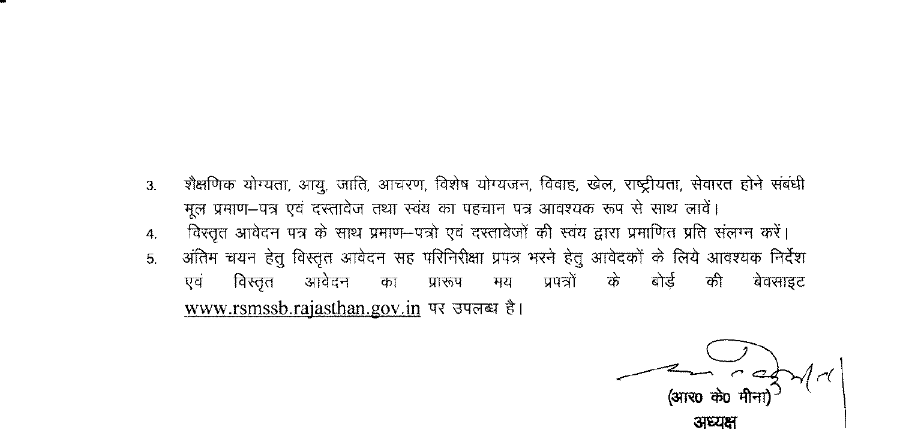3. शैक्षणिक योग्यता, आयु, जाति, आचरण, विशेष योग्यजन, विवाह, खेल, राष्ट्रीयता, सेवारत होने संबंधी मूल प्रमाण–पत्र एवं दस्तावेज तथा स्वंय का पहचान पत्र आवश्यक रूप से साथ लावें।
4. विस्तृत आवेदन पत्र के साथ प्रमाण--पत्रो एवं दस्तावेजों की स्वंय द्वारा प्रमाणित प्रति संलग्न करें।
5. अंतिम चयन हेतु विस्तृत आवेदन सह परिनिरीक्षा प्रपत्र भरने हेतु आवेदकों के लिये आवश्यक निर्देश एवं विस्तृत आवेदन का प्रारूप मय प्रपत्रों के बोर्ड की बेवसाइट www.rsmssb.rajasthan.gov.in पर उपलब्ध है।

(आर० के० मीना)
अध्यक्ष